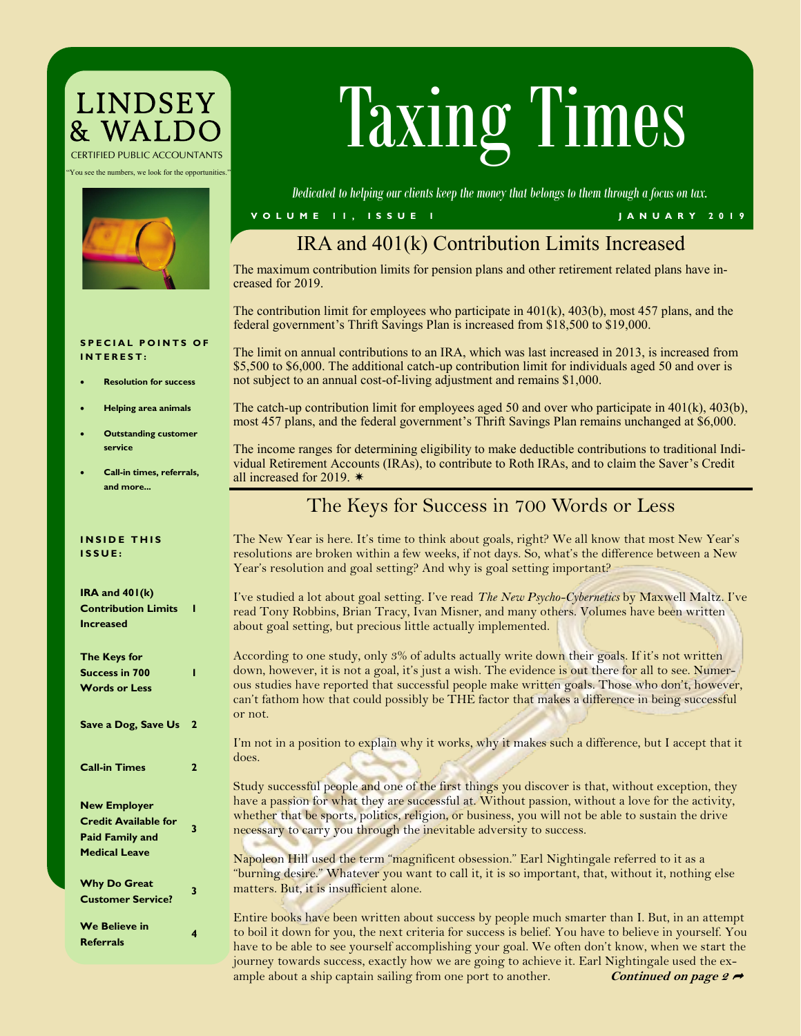# Taxing Times

**LINDSEY & WALDO**
CERTIFIED PUBLIC ACCOUNTANTS

"You see the numbers, we look for the opportunities."

*Dedicated to helping our clients keep the money that belongs to them through a focus on tax.*

VOLUME II, ISSUE I — JANUARY 2019

**SPECIAL POINTS OF INTEREST:**

- **Resolution for success**
- **Helping area animals**
- **Outstanding customer service**
- **Call-in times, referrals, and more...**

**INSIDE THIS ISSUE:**

| | |
|---|---|
| **IRA and 401(k) Contribution Limits Increased** | **1** |
| **The Keys for Success in 700 Words or Less** | **1** |
| **Save a Dog, Save Us** | **2** |
| **Call-in Times** | **2** |
| **New Employer Credit Available for Paid Family and Medical Leave** | **3** |
| **Why Do Great Customer Service?** | **3** |
| **We Believe in Referrals** | **4** |

## IRA and 401(k) Contribution Limits Increased

The maximum contribution limits for pension plans and other retirement related plans have increased for 2019.

The contribution limit for employees who participate in 401(k), 403(b), most 457 plans, and the federal government's Thrift Savings Plan is increased from $18,500 to $19,000.

The limit on annual contributions to an IRA, which was last increased in 2013, is increased from $5,500 to $6,000. The additional catch-up contribution limit for individuals aged 50 and over is not subject to an annual cost-of-living adjustment and remains $1,000.

The catch-up contribution limit for employees aged 50 and over who participate in 401(k), 403(b), most 457 plans, and the federal government's Thrift Savings Plan remains unchanged at $6,000.

The income ranges for determining eligibility to make deductible contributions to traditional Individual Retirement Accounts (IRAs), to contribute to Roth IRAs, and to claim the Saver's Credit all increased for 2019. ✷

## The Keys for Success in 700 Words or Less

The New Year is here. It's time to think about goals, right? We all know that most New Year's resolutions are broken within a few weeks, if not days. So, what's the difference between a New Year's resolution and goal setting? And why is goal setting important?

I've studied a lot about goal setting. I've read *The New Psycho-Cybernetics* by Maxwell Maltz. I've read Tony Robbins, Brian Tracy, Ivan Misner, and many others. Volumes have been written about goal setting, but precious little actually implemented.

According to one study, only 3% of adults actually write down their goals. If it's not written down, however, it is not a goal, it's just a wish. The evidence is out there for all to see. Numerous studies have reported that successful people make written goals. Those who don't, however, can't fathom how that could possibly be THE factor that makes a difference in being successful or not.

I'm not in a position to explain why it works, why it makes such a difference, but I accept that it does.

Study successful people and one of the first things you discover is that, without exception, they have a passion for what they are successful at. Without passion, without a love for the activity, whether that be sports, politics, religion, or business, you will not be able to sustain the drive necessary to carry you through the inevitable adversity to success.

Napoleon Hill used the term "magnificent obsession." Earl Nightingale referred to it as a "burning desire." Whatever you want to call it, it is so important, that, without it, nothing else matters. But, it is insufficient alone.

Entire books have been written about success by people much smarter than I. But, in an attempt to boil it down for you, the next criteria for success is belief. You have to believe in yourself. You have to be able to see yourself accomplishing your goal. We often don't know, when we start the journey towards success, exactly how we are going to achieve it. Earl Nightingale used the example about a ship captain sailing from one port to another. ***Continued on page 2*** ➦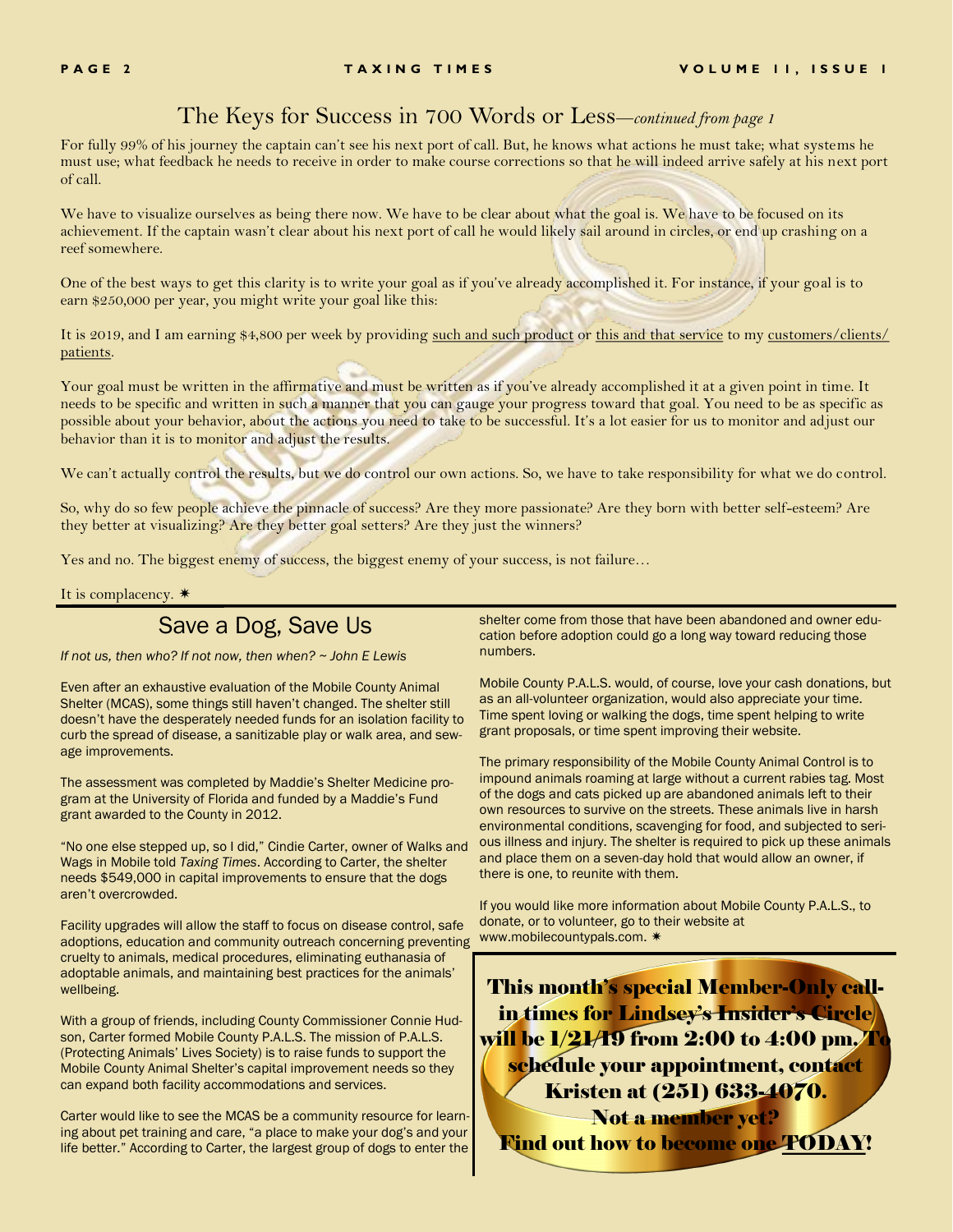## The Keys for Success in 700 Words or Less—*continued from page 1*

For fully 99% of his journey the captain can't see his next port of call. But, he knows what actions he must take; what systems he must use; what feedback he needs to receive in order to make course corrections so that he will indeed arrive safely at his next port of call.

We have to visualize ourselves as being there now. We have to be clear about what the goal is. We have to be focused on its achievement. If the captain wasn't clear about his next port of call he would likely sail around in circles, or end up crashing on a reef somewhere.

One of the best ways to get this clarity is to write your goal as if you've already accomplished it. For instance, if your goal is to earn $250,000 per year, you might write your goal like this:

It is 2019, and I am earning $4,800 per week by providing <u>such and such product</u> or <u>this and that service</u> to my <u>customers/clients/patients</u>.

Your goal must be written in the affirmative and must be written as if you've already accomplished it at a given point in time. It needs to be specific and written in such a manner that you can gauge your progress toward that goal. You need to be as specific as possible about your behavior, about the actions you need to take to be successful. It's a lot easier for us to monitor and adjust our behavior than it is to monitor and adjust the results.

We can't actually control the results, but we do control our own actions. So, we have to take responsibility for what we do control.

So, why do so few people achieve the pinnacle of success? Are they more passionate? Are they born with better self-esteem? Are they better at visualizing? Are they better goal setters? Are they just the winners?

Yes and no. The biggest enemy of success, the biggest enemy of your success, is not failure…

It is complacency. ✷

## Save a Dog, Save Us

*If not us, then who? If not now, then when? ~ John E Lewis*

Even after an exhaustive evaluation of the Mobile County Animal Shelter (MCAS), some things still haven't changed. The shelter still doesn't have the desperately needed funds for an isolation facility to curb the spread of disease, a sanitizable play or walk area, and sewage improvements.

The assessment was completed by Maddie's Shelter Medicine program at the University of Florida and funded by a Maddie's Fund grant awarded to the County in 2012.

"No one else stepped up, so I did," Cindie Carter, owner of Walks and Wags in Mobile told *Taxing Times*. According to Carter, the shelter needs $549,000 in capital improvements to ensure that the dogs aren't overcrowded.

Facility upgrades will allow the staff to focus on disease control, safe adoptions, education and community outreach concerning preventing cruelty to animals, medical procedures, eliminating euthanasia of adoptable animals, and maintaining best practices for the animals' wellbeing.

With a group of friends, including County Commissioner Connie Hudson, Carter formed Mobile County P.A.L.S. The mission of P.A.L.S. (Protecting Animals' Lives Society) is to raise funds to support the Mobile County Animal Shelter's capital improvement needs so they can expand both facility accommodations and services.

Carter would like to see the MCAS be a community resource for learning about pet training and care, "a place to make your dog's and your life better." According to Carter, the largest group of dogs to enter the shelter come from those that have been abandoned and owner education before adoption could go a long way toward reducing those numbers.

Mobile County P.A.L.S. would, of course, love your cash donations, but as an all-volunteer organization, would also appreciate your time. Time spent loving or walking the dogs, time spent helping to write grant proposals, or time spent improving their website.

The primary responsibility of the Mobile County Animal Control is to impound animals roaming at large without a current rabies tag. Most of the dogs and cats picked up are abandoned animals left to their own resources to survive on the streets. These animals live in harsh environmental conditions, scavenging for food, and subjected to serious illness and injury. The shelter is required to pick up these animals and place them on a seven-day hold that would allow an owner, if there is one, to reunite with them.

If you would like more information about Mobile County P.A.L.S., to donate, or to volunteer, go to their website at www.mobilecountypals.com. ✷

**This month's special Member-Only call-in times for Lindsey's Insider's Circle will be 1/21/19 from 2:00 to 4:00 pm. To schedule your appointment, contact Kristen at (251) 633-4070.**

**Not a member yet?**

**Find out how to become one <u>TODAY</u>!**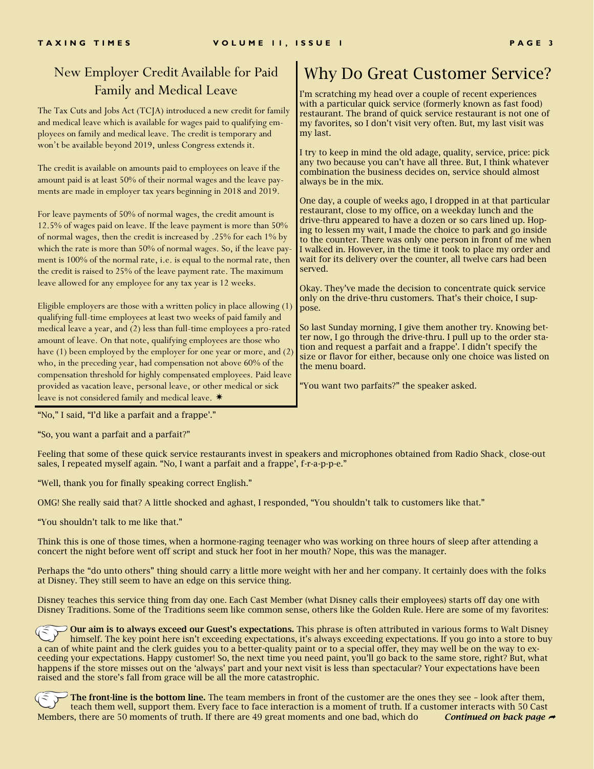## New Employer Credit Available for Paid Family and Medical Leave

The Tax Cuts and Jobs Act (TCJA) introduced a new credit for family and medical leave which is available for wages paid to qualifying employees on family and medical leave. The credit is temporary and won't be available beyond 2019, unless Congress extends it.

The credit is available on amounts paid to employees on leave if the amount paid is at least 50% of their normal wages and the leave payments are made in employer tax years beginning in 2018 and 2019.

For leave payments of 50% of normal wages, the credit amount is 12.5% of wages paid on leave. If the leave payment is more than 50% of normal wages, then the credit is increased by .25% for each 1% by which the rate is more than 50% of normal wages. So, if the leave payment is 100% of the normal rate, i.e. is equal to the normal rate, then the credit is raised to 25% of the leave payment rate. The maximum leave allowed for any employee for any tax year is 12 weeks.

Eligible employers are those with a written policy in place allowing (1) qualifying full-time employees at least two weeks of paid family and medical leave a year, and (2) less than full-time employees a pro-rated amount of leave. On that note, qualifying employees are those who have (1) been employed by the employer for one year or more, and (2) who, in the preceding year, had compensation not above 60% of the compensation threshold for highly compensated employees. Paid leave provided as vacation leave, personal leave, or other medical or sick leave is not considered family and medical leave. ✷

# Why Do Great Customer Service?

I'm scratching my head over a couple of recent experiences with a particular quick service (formerly known as fast food) restaurant. The brand of quick service restaurant is not one of my favorites, so I don't visit very often. But, my last visit was my last.

I try to keep in mind the old adage, quality, service, price: pick any two because you can't have all three. But, I think whatever combination the business decides on, service should almost always be in the mix.

One day, a couple of weeks ago, I dropped in at that particular restaurant, close to my office, on a weekday lunch and the drive-thru appeared to have a dozen or so cars lined up. Hoping to lessen my wait, I made the choice to park and go inside to the counter. There was only one person in front of me when I walked in. However, in the time it took to place my order and wait for its delivery over the counter, all twelve cars had been served.

Okay. They've made the decision to concentrate quick service only on the drive-thru customers. That's their choice, I suppose.

So last Sunday morning, I give them another try. Knowing better now, I go through the drive-thru. I pull up to the order station and request a parfait and a frappe'. I didn't specify the size or flavor for either, because only one choice was listed on the menu board.

"You want two parfaits?" the speaker asked.

"No," I said, "I'd like a parfait and a frappe'."

"So, you want a parfait and a parfait?"

Feeling that some of these quick service restaurants invest in speakers and microphones obtained from Radio Shack close-out sales, I repeated myself again. "No, I want a parfait and a frappe', f-r-a-p-p-e."

"Well, thank you for finally speaking correct English."

OMG! She really said that? A little shocked and aghast, I responded, "You shouldn't talk to customers like that."

"You shouldn't talk to me like that."

Think this is one of those times, when a hormone-raging teenager who was working on three hours of sleep after attending a concert the night before went off script and stuck her foot in her mouth? Nope, this was the manager.

Perhaps the "do unto others" thing should carry a little more weight with her and her company. It certainly does with the folks at Disney. They still seem to have an edge on this service thing.

Disney teaches this service thing from day one. Each Cast Member (what Disney calls their employees) starts off day one with Disney Traditions. Some of the Traditions seem like common sense, others like the Golden Rule. Here are some of my favorites:

- **Our aim is to always exceed our Guest's expectations.** This phrase is often attributed in various forms to Walt Disney himself. The key point here isn't exceeding expectations, it's always exceeding expectations. If you go into a store to buy a can of white paint and the clerk guides you to a better-quality paint or to a special offer, they may well be on the way to exceeding your expectations. Happy customer! So, the next time you need paint, you'll go back to the same store, right? But, what happens if the store misses out on the 'always' part and your next visit is less than spectacular? Your expectations have been raised and the store's fall from grace will be all the more catastrophic.

- **The front-line is the bottom line.** The team members in front of the customer are the ones they see – look after them, teach them well, support them. Every face to face interaction is a moment of truth. If a customer interacts with 50 Cast Members, there are 50 moments of truth. If there are 49 great moments and one bad, which do *Continued on back page ➦*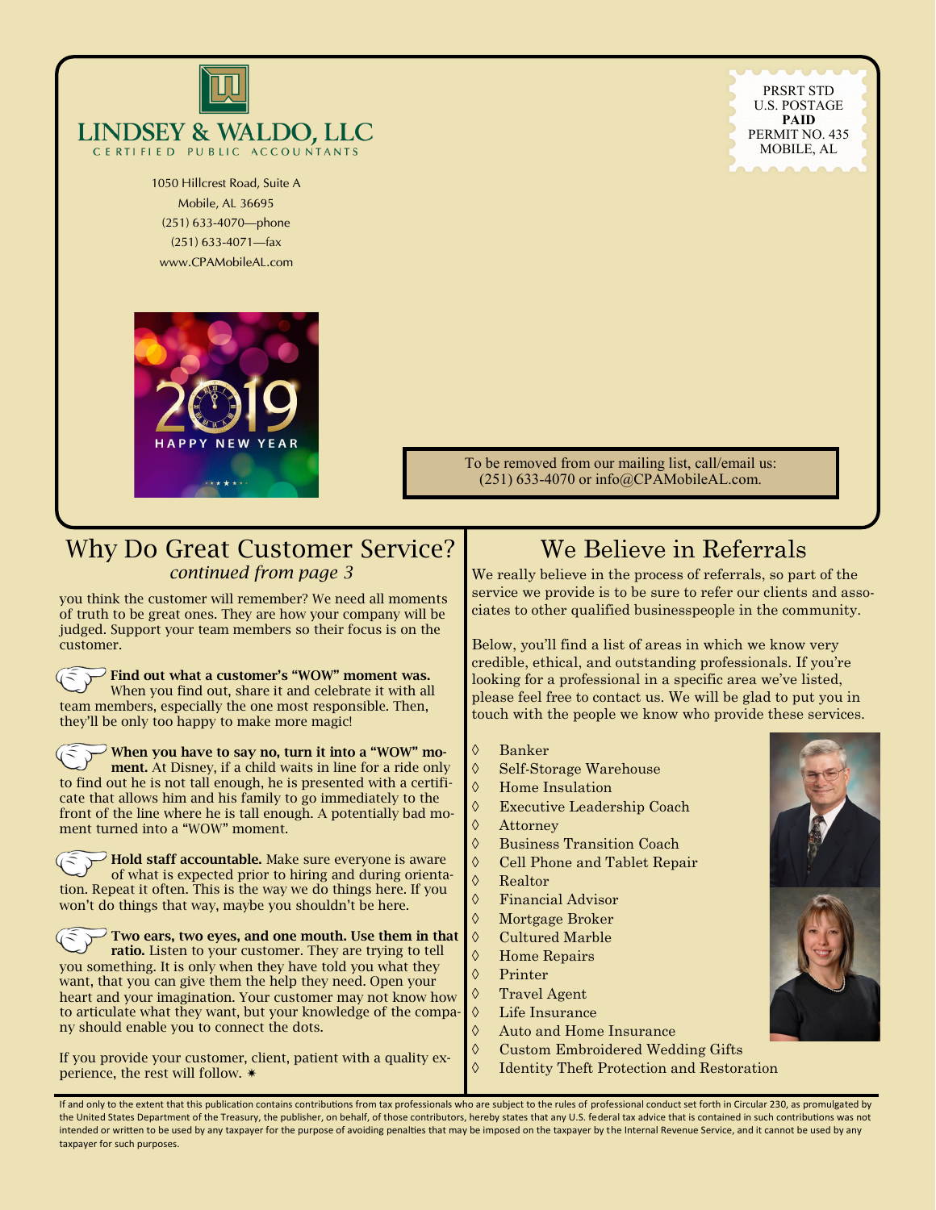**LINDSEY & WALDO, LLC**
CERTIFIED PUBLIC ACCOUNTANTS

1050 Hillcrest Road, Suite A
Mobile, AL 36695
(251) 633-4070—phone
(251) 633-4071—fax
www.CPAMobileAL.com

PRSRT STD
U.S. POSTAGE
**PAID**
PERMIT NO. 435
MOBILE, AL

2019
HAPPY NEW YEAR

To be removed from our mailing list, call/email us:
(251) 633-4070 or info@CPAMobileAL.com.

## Why Do Great Customer Service?

*continued from page 3*

you think the customer will remember? We need all moments of truth to be great ones. They are how your company will be judged. Support your team members so their focus is on the customer.

**Find out what a customer's "WOW" moment was.** When you find out, share it and celebrate it with all team members, especially the one most responsible. Then, they'll be only too happy to make more magic!

**When you have to say no, turn it into a "WOW" moment.** At Disney, if a child waits in line for a ride only to find out he is not tall enough, he is presented with a certificate that allows him and his family to go immediately to the front of the line when he is tall enough. A potentially bad moment turned into a "WOW" moment.

**Hold staff accountable.** Make sure everyone is aware of what is expected prior to hiring and during orientation. Repeat it often. This is the way we do things here. If you won't do things that way, maybe you shouldn't be here.

**Two ears, two eyes, and one mouth. Use them in that ratio.** Listen to your customer. They are trying to tell you something. It is only when they have told you what they want, that you can give them the help they need. Open your heart and your imagination. Your customer may not know how to articulate what they want, but your knowledge of the company should enable you to connect the dots.

If you provide your customer, client, patient with a quality experience, the rest will follow. ✷

## We Believe in Referrals

We really believe in the process of referrals, so part of the service we provide is to be sure to refer our clients and associates to other qualified businesspeople in the community.

Below, you'll find a list of areas in which we know very credible, ethical, and outstanding professionals. If you're looking for a professional in a specific area we've listed, please feel free to contact us. We will be glad to put you in touch with the people we know who provide these services.

- Banker
- Self-Storage Warehouse
- Home Insulation
- Executive Leadership Coach
- Attorney
- Business Transition Coach
- Cell Phone and Tablet Repair
- Realtor
- Financial Advisor
- Mortgage Broker
- Cultured Marble
- Home Repairs
- Printer
- Travel Agent
- Life Insurance
- Auto and Home Insurance
- Custom Embroidered Wedding Gifts
- Identity Theft Protection and Restoration

If and only to the extent that this publication contains contributions from tax professionals who are subject to the rules of professional conduct set forth in Circular 230, as promulgated by the United States Department of the Treasury, the publisher, on behalf, of those contributors, hereby states that any U.S. federal tax advice that is contained in such contributions was not intended or written to be used by any taxpayer for the purpose of avoiding penalties that may be imposed on the taxpayer by the Internal Revenue Service, and it cannot be used by any taxpayer for such purposes.